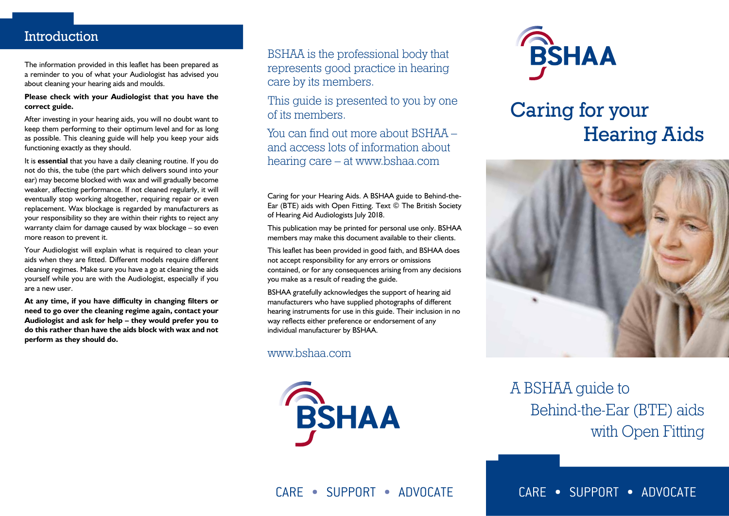## Introduction

The information provided in this leaflet has been prepared as a reminder to you of what your Audiologist has advised you about cleaning your hearing aids and moulds.

**Please check with your Audiologist that you have the correct guide.**

After investing in your hearing aids, you will no doubt want to keep them performing to their optimum level and for as long as possible. This cleaning guide will help you keep your aids functioning exactly as they should.

It is **essential** that you have a daily cleaning routine. If you do not do this, the tube (the part which delivers sound into your ear) may become blocked with wax and will gradually become weaker, affecting performance. If not cleaned regularly, it will eventually stop working altogether, requiring repair or even replacement. Wax blockage is regarded by manufacturers as your responsibility so they are within their rights to reject any warranty claim for damage caused by wax blockage – so even more reason to prevent it.

Your Audiologist will explain what is required to clean your aids when they are fitted. Different models require different cleaning regimes. Make sure you have a go at cleaning the aids yourself while you are with the Audiologist, especially if you are a new user.

**At any time, if you have difficulty in changing filters or need to go over the cleaning regime again, contact your Audiologist and ask for help – they would prefer you to do this rather than have the aids block with wax and not perform as they should do.**

BSHAA is the professional body that represents good practice in hearing care by its members.

This guide is presented to you by one of its members.

You can find out more about BSHAA – and access lots of information about hearing care – at www.bshaa.com

Caring for your Hearing Aids. A BSHAA guide to Behind-the-Ear (BTE) aids with Open Fitting. Text © The British Society of Hearing Aid Audiologists July 2018.

This publication may be printed for personal use only. BSHAA members may make this document available to their clients.

This leaflet has been provided in good faith, and BSHAA does not accept responsibility for any errors or omissions contained, or for any consequences arising from any decisions you make as a result of reading the guide.

BSHAA gratefully acknowledges the support of hearing aid manufacturers who have supplied photographs of different hearing instruments for use in this guide. Their inclusion in no way reflects either preference or endorsement of any individual manufacturer by BSHAA.

www.bshaa.com

BSHAA

CARE • SUPPORT • ADVOCATE

BSHAA

# Caring for your Hearing Aids

A BSHAA guide to Behind-the-Ear (BTE) aids with Open Fitting

CARE • SUPPORT • ADVOCATE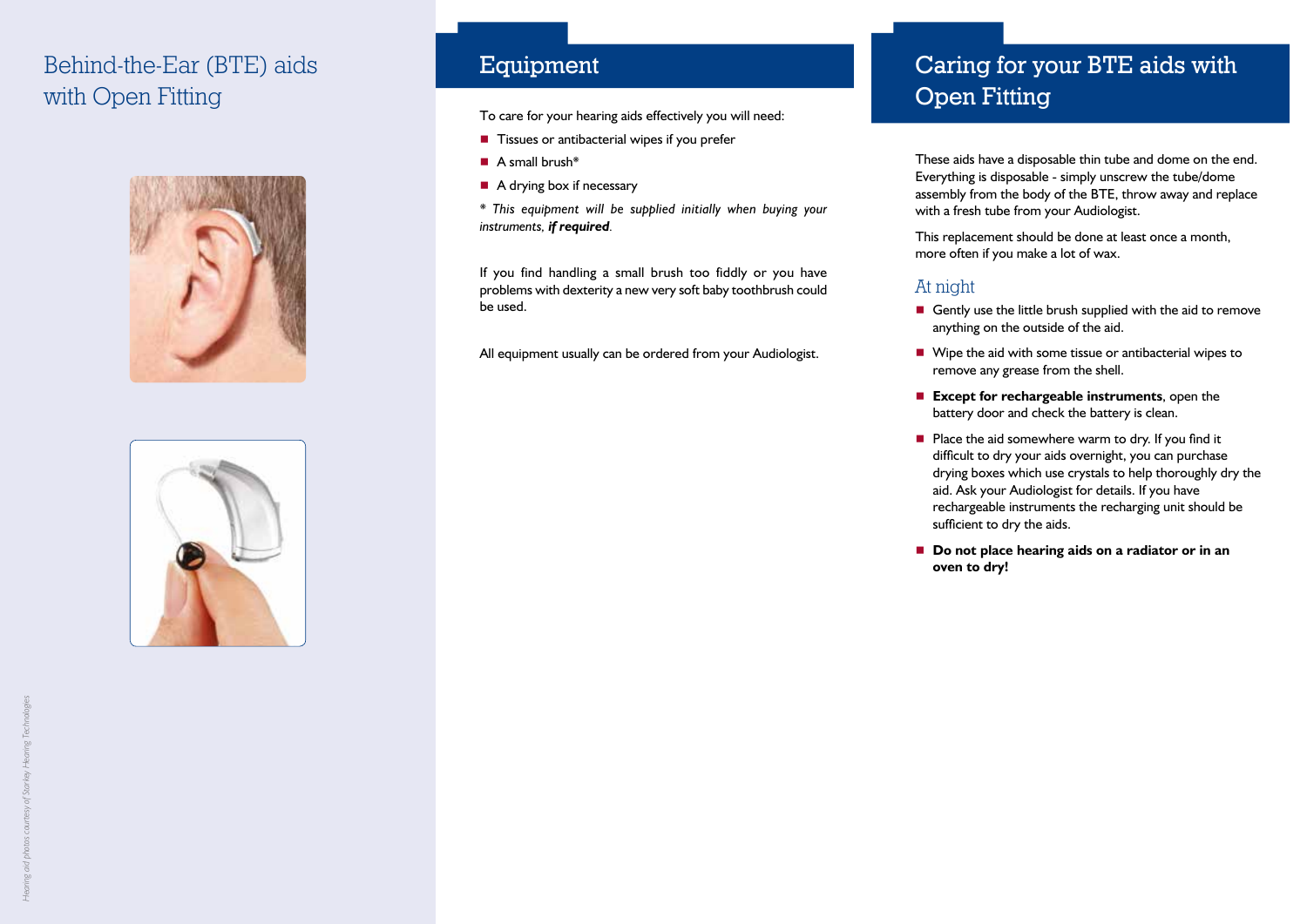# Behind-the-Ear (BTE) aids with Open Fitting

*Hearing aid photos courtesy of Starkey Hearing Technologies*

## Equipment

To care for your hearing aids effectively you will need:

- Tissues or antibacterial wipes if you prefer
- A small brush*
- A drying box if necessary

*\* This equipment will be supplied initially when buying your instruments, **if required**.*

If you find handling a small brush too fiddly or you have problems with dexterity a new very soft baby toothbrush could be used.

All equipment usually can be ordered from your Audiologist.

## Caring for your BTE aids with Open Fitting

These aids have a disposable thin tube and dome on the end. Everything is disposable - simply unscrew the tube/dome assembly from the body of the BTE, throw away and replace with a fresh tube from your Audiologist.

This replacement should be done at least once a month, more often if you make a lot of wax.

### At night

- Gently use the little brush supplied with the aid to remove anything on the outside of the aid.
- Wipe the aid with some tissue or antibacterial wipes to remove any grease from the shell.
- **Except for rechargeable instruments**, open the battery door and check the battery is clean.
- Place the aid somewhere warm to dry. If you find it difficult to dry your aids overnight, you can purchase drying boxes which use crystals to help thoroughly dry the aid. Ask your Audiologist for details. If you have rechargeable instruments the recharging unit should be sufficient to dry the aids.
- **Do not place hearing aids on a radiator or in an oven to dry!**